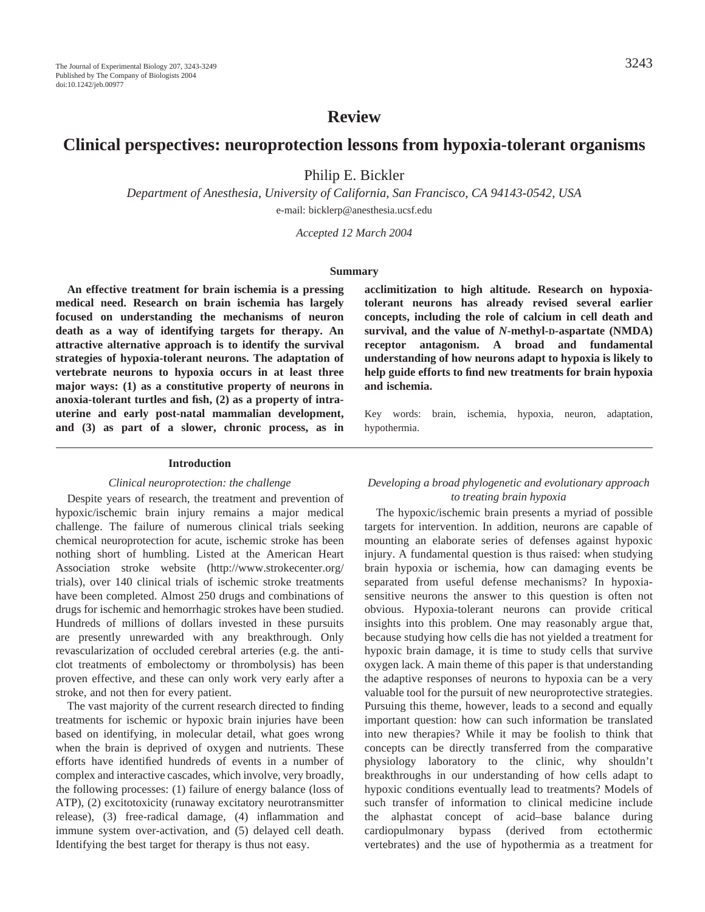# Review

# Clinical perspectives: neuroprotection lessons from hypoxia-tolerant organisms

Philip E. Bickler

*Department of Anesthesia, University of California, San Francisco, CA 94143-0542, USA*

e-mail: bicklerp@anesthesia.ucsf.edu

*Accepted 12 March 2004*

## Summary

**An effective treatment for brain ischemia is a pressing medical need. Research on brain ischemia has largely focused on understanding the mechanisms of neuron death as a way of identifying targets for therapy. An attractive alternative approach is to identify the survival strategies of hypoxia-tolerant neurons. The adaptation of vertebrate neurons to hypoxia occurs in at least three major ways: (1) as a constitutive property of neurons in anoxia-tolerant turtles and fish, (2) as a property of intra-uterine and early post-natal mammalian development, and (3) as part of a slower, chronic process, as in acclimitization to high altitude. Research on hypoxia-tolerant neurons has already revised several earlier concepts, including the role of calcium in cell death and survival, and the value of *N*-methyl-D-aspartate (NMDA) receptor antagonism. A broad and fundamental understanding of how neurons adapt to hypoxia is likely to help guide efforts to find new treatments for brain hypoxia and ischemia.**

Key words: brain, ischemia, hypoxia, neuron, adaptation, hypothermia.

## Introduction

### *Clinical neuroprotection: the challenge*

Despite years of research, the treatment and prevention of hypoxic/ischemic brain injury remains a major medical challenge. The failure of numerous clinical trials seeking chemical neuroprotection for acute, ischemic stroke has been nothing short of humbling. Listed at the American Heart Association stroke website (http://www.strokecenter.org/trials), over 140 clinical trials of ischemic stroke treatments have been completed. Almost 250 drugs and combinations of drugs for ischemic and hemorrhagic strokes have been studied. Hundreds of millions of dollars invested in these pursuits are presently unrewarded with any breakthrough. Only revascularization of occluded cerebral arteries (e.g. the anti-clot treatments of embolectomy or thrombolysis) has been proven effective, and these can only work very early after a stroke, and not then for every patient.

The vast majority of the current research directed to finding treatments for ischemic or hypoxic brain injuries have been based on identifying, in molecular detail, what goes wrong when the brain is deprived of oxygen and nutrients. These efforts have identified hundreds of events in a number of complex and interactive cascades, which involve, very broadly, the following processes: (1) failure of energy balance (loss of ATP), (2) excitotoxicity (runaway excitatory neurotransmitter release), (3) free-radical damage, (4) inflammation and immune system over-activation, and (5) delayed cell death. Identifying the best target for therapy is thus not easy.

### *Developing a broad phylogenetic and evolutionary approach to treating brain hypoxia*

The hypoxic/ischemic brain presents a myriad of possible targets for intervention. In addition, neurons are capable of mounting an elaborate series of defenses against hypoxic injury. A fundamental question is thus raised: when studying brain hypoxia or ischemia, how can damaging events be separated from useful defense mechanisms? In hypoxia-sensitive neurons the answer to this question is often not obvious. Hypoxia-tolerant neurons can provide critical insights into this problem. One may reasonably argue that, because studying how cells die has not yielded a treatment for hypoxic brain damage, it is time to study cells that survive oxygen lack. A main theme of this paper is that understanding the adaptive responses of neurons to hypoxia can be a very valuable tool for the pursuit of new neuroprotective strategies. Pursuing this theme, however, leads to a second and equally important question: how can such information be translated into new therapies? While it may be foolish to think that concepts can be directly transferred from the comparative physiology laboratory to the clinic, why shouldn't breakthroughs in our understanding of how cells adapt to hypoxic conditions eventually lead to treatments? Models of such transfer of information to clinical medicine include the alphastat concept of acid–base balance during cardiopulmonary bypass (derived from ectothermic vertebrates) and the use of hypothermia as a treatment for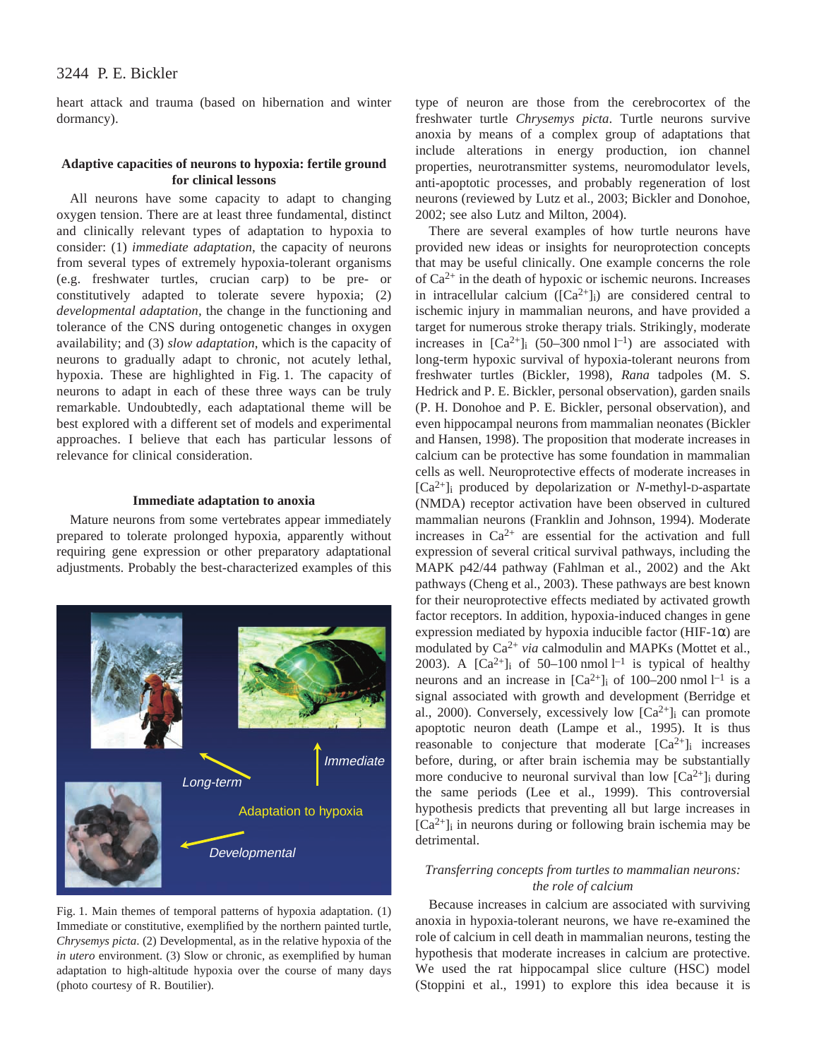heart attack and trauma (based on hibernation and winter dormancy).

### Adaptive capacities of neurons to hypoxia: fertile ground for clinical lessons

All neurons have some capacity to adapt to changing oxygen tension. There are at least three fundamental, distinct and clinically relevant types of adaptation to hypoxia to consider: (1) *immediate adaptation*, the capacity of neurons from several types of extremely hypoxia-tolerant organisms (e.g. freshwater turtles, crucian carp) to be pre- or constitutively adapted to tolerate severe hypoxia; (2) *developmental adaptation*, the change in the functioning and tolerance of the CNS during ontogenetic changes in oxygen availability; and (3) *slow adaptation*, which is the capacity of neurons to gradually adapt to chronic, not acutely lethal, hypoxia. These are highlighted in Fig. 1. The capacity of neurons to adapt in each of these three ways can be truly remarkable. Undoubtedly, each adaptational theme will be best explored with a different set of models and experimental approaches. I believe that each has particular lessons of relevance for clinical consideration.

### Immediate adaptation to anoxia

Mature neurons from some vertebrates appear immediately prepared to tolerate prolonged hypoxia, apparently without requiring gene expression or other preparatory adaptational adjustments. Probably the best-characterized examples of this type of neuron are those from the cerebrocortex of the freshwater turtle *Chrysemys picta*. Turtle neurons survive anoxia by means of a complex group of adaptations that include alterations in energy production, ion channel properties, neurotransmitter systems, neuromodulator levels, anti-apoptotic processes, and probably regeneration of lost neurons (reviewed by Lutz et al., 2003; Bickler and Donohoe, 2002; see also Lutz and Milton, 2004).

Fig. 1. Main themes of temporal patterns of hypoxia adaptation. (1) Immediate or constitutive, exemplified by the northern painted turtle, *Chrysemys picta*. (2) Developmental, as in the relative hypoxia of the *in utero* environment. (3) Slow or chronic, as exemplified by human adaptation to high-altitude hypoxia over the course of many days (photo courtesy of R. Boutilier).

There are several examples of how turtle neurons have provided new ideas or insights for neuroprotection concepts that may be useful clinically. One example concerns the role of $Ca^{2+}$ in the death of hypoxic or ischemic neurons. Increases in intracellular calcium ($[Ca^{2+}]_i$) are considered central to ischemic injury in mammalian neurons, and have provided a target for numerous stroke therapy trials. Strikingly, moderate increases in $[Ca^{2+}]_i$ (50–300 nmol $l^{-1}$) are associated with long-term hypoxic survival of hypoxia-tolerant neurons from freshwater turtles (Bickler, 1998), *Rana* tadpoles (M. S. Hedrick and P. E. Bickler, personal observation), garden snails (P. H. Donohoe and P. E. Bickler, personal observation), and even hippocampal neurons from mammalian neonates (Bickler and Hansen, 1998). The proposition that moderate increases in calcium can be protective has some foundation in mammalian cells as well. Neuroprotective effects of moderate increases in $[Ca^{2+}]_i$ produced by depolarization or *N*-methyl-D-aspartate (NMDA) receptor activation have been observed in cultured mammalian neurons (Franklin and Johnson, 1994). Moderate increases in $Ca^{2+}$ are essential for the activation and full expression of several critical survival pathways, including the MAPK p42/44 pathway (Fahlman et al., 2002) and the Akt pathways (Cheng et al., 2003). These pathways are best known for their neuroprotective effects mediated by activated growth factor receptors. In addition, hypoxia-induced changes in gene expression mediated by hypoxia inducible factor (HIF-1α) are modulated by $Ca^{2+}$ *via* calmodulin and MAPKs (Mottet et al., 2003). A $[Ca^{2+}]_i$ of 50–100 nmol $l^{-1}$ is typical of healthy neurons and an increase in $[Ca^{2+}]_i$ of 100–200 nmol $l^{-1}$ is a signal associated with growth and development (Berridge et al., 2000). Conversely, excessively low $[Ca^{2+}]_i$ can promote apoptotic neuron death (Lampe et al., 1995). It is thus reasonable to conjecture that moderate $[Ca^{2+}]_i$ increases before, during, or after brain ischemia may be substantially more conducive to neuronal survival than low $[Ca^{2+}]_i$ during the same periods (Lee et al., 1999). This controversial hypothesis predicts that preventing all but large increases in $[Ca^{2+}]_i$ in neurons during or following brain ischemia may be detrimental.

#### *Transferring concepts from turtles to mammalian neurons: the role of calcium*

Because increases in calcium are associated with surviving anoxia in hypoxia-tolerant neurons, we have re-examined the role of calcium in cell death in mammalian neurons, testing the hypothesis that moderate increases in calcium are protective. We used the rat hippocampal slice culture (HSC) model (Stoppini et al., 1991) to explore this idea because it is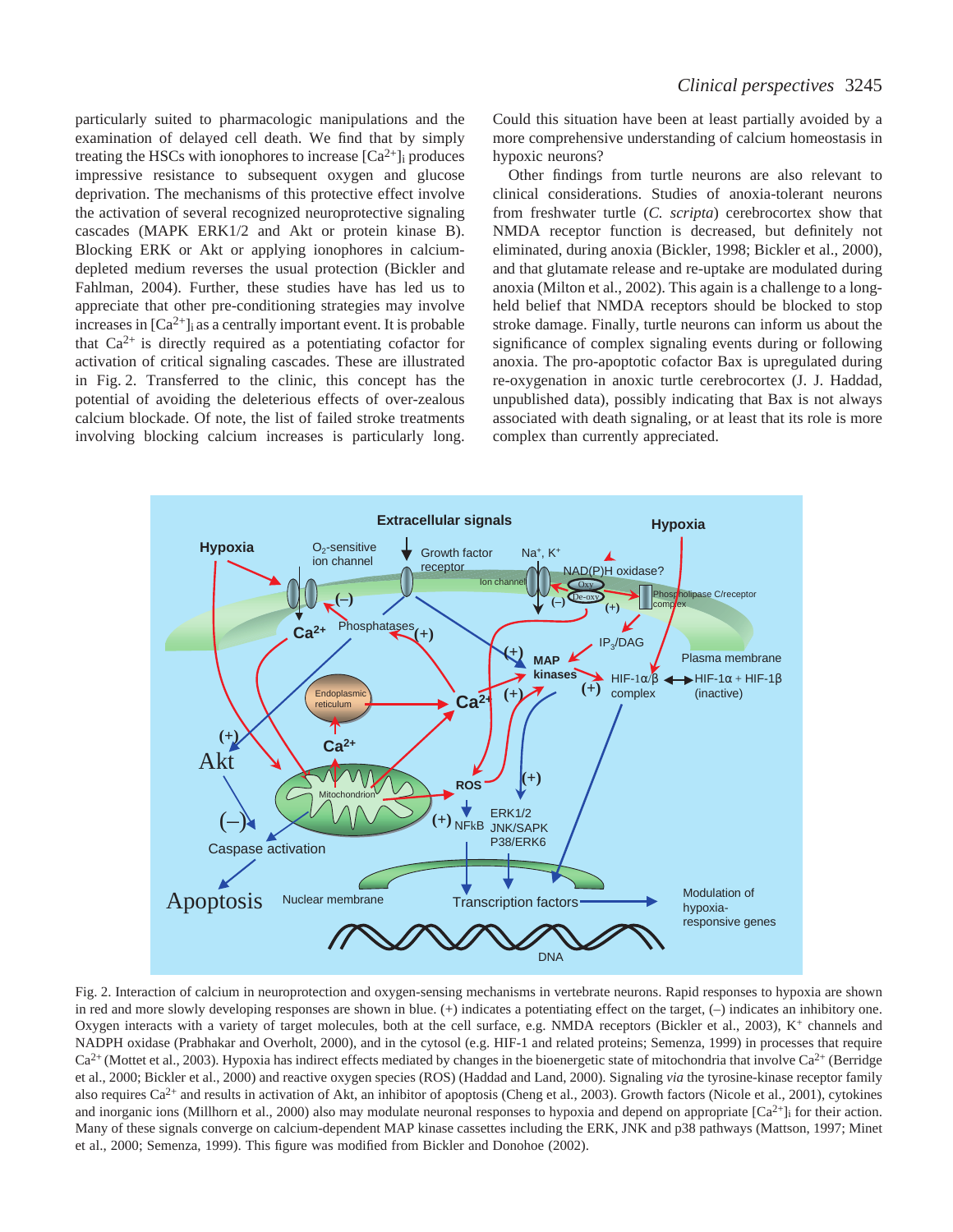particularly suited to pharmacologic manipulations and the examination of delayed cell death. We find that by simply treating the HSCs with ionophores to increase $[Ca^{2+}]_i$ produces impressive resistance to subsequent oxygen and glucose deprivation. The mechanisms of this protective effect involve the activation of several recognized neuroprotective signaling cascades (MAPK ERK1/2 and Akt or protein kinase B). Blocking ERK or Akt or applying ionophores in calcium-depleted medium reverses the usual protection (Bickler and Fahlman, 2004). Further, these studies have has led us to appreciate that other pre-conditioning strategies may involve increases in $[Ca^{2+}]_i$ as a centrally important event. It is probable that $Ca^{2+}$ is directly required as a potentiating cofactor for activation of critical signaling cascades. These are illustrated in Fig. 2. Transferred to the clinic, this concept has the potential of avoiding the deleterious effects of over-zealous calcium blockade. Of note, the list of failed stroke treatments involving blocking calcium increases is particularly long. Could this situation have been at least partially avoided by a more comprehensive understanding of calcium homeostasis in hypoxic neurons?

Other findings from turtle neurons are also relevant to clinical considerations. Studies of anoxia-tolerant neurons from freshwater turtle (*C. scripta*) cerebrocortex show that NMDA receptor function is decreased, but definitely not eliminated, during anoxia (Bickler, 1998; Bickler et al., 2000), and that glutamate release and re-uptake are modulated during anoxia (Milton et al., 2002). This again is a challenge to a long-held belief that NMDA receptors should be blocked to stop stroke damage. Finally, turtle neurons can inform us about the significance of complex signaling events during or following anoxia. The pro-apoptotic cofactor Bax is upregulated during re-oxygenation in anoxic turtle cerebrocortex (J. J. Haddad, unpublished data), possibly indicating that Bax is not always associated with death signaling, or at least that its role is more complex than currently appreciated.

Fig. 2. Interaction of calcium in neuroprotection and oxygen-sensing mechanisms in vertebrate neurons. Rapid responses to hypoxia are shown in red and more slowly developing responses are shown in blue. (+) indicates a potentiating effect on the target, (–) indicates an inhibitory one. Oxygen interacts with a variety of target molecules, both at the cell surface, e.g. NMDA receptors (Bickler et al., 2003), $K^+$ channels and NADPH oxidase (Prabhakar and Overholt, 2000), and in the cytosol (e.g. HIF-1 and related proteins; Semenza, 1999) in processes that require $Ca^{2+}$ (Mottet et al., 2003). Hypoxia has indirect effects mediated by changes in the bioenergetic state of mitochondria that involve $Ca^{2+}$ (Berridge et al., 2000; Bickler et al., 2000) and reactive oxygen species (ROS) (Haddad and Land, 2000). Signaling *via* the tyrosine-kinase receptor family also requires $Ca^{2+}$ and results in activation of Akt, an inhibitor of apoptosis (Cheng et al., 2003). Growth factors (Nicole et al., 2001), cytokines and inorganic ions (Millhorn et al., 2000) also may modulate neuronal responses to hypoxia and depend on appropriate $[Ca^{2+}]_i$ for their action. Many of these signals converge on calcium-dependent MAP kinase cassettes including the ERK, JNK and p38 pathways (Mattson, 1997; Minet et al., 2000; Semenza, 1999). This figure was modified from Bickler and Donohoe (2002).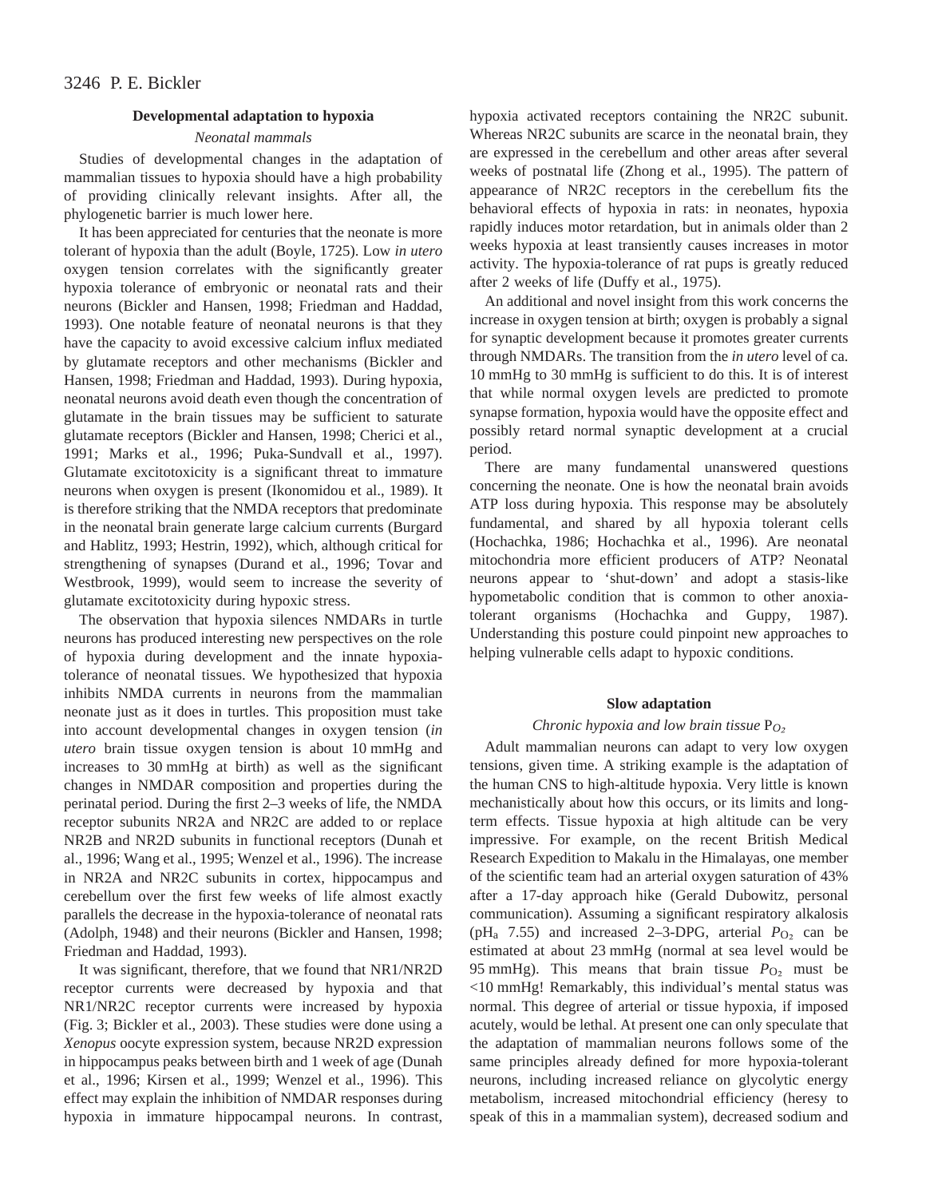## Developmental adaptation to hypoxia

### *Neonatal mammals*

Studies of developmental changes in the adaptation of mammalian tissues to hypoxia should have a high probability of providing clinically relevant insights. After all, the phylogenetic barrier is much lower here.

It has been appreciated for centuries that the neonate is more tolerant of hypoxia than the adult (Boyle, 1725). Low *in utero* oxygen tension correlates with the significantly greater hypoxia tolerance of embryonic or neonatal rats and their neurons (Bickler and Hansen, 1998; Friedman and Haddad, 1993). One notable feature of neonatal neurons is that they have the capacity to avoid excessive calcium influx mediated by glutamate receptors and other mechanisms (Bickler and Hansen, 1998; Friedman and Haddad, 1993). During hypoxia, neonatal neurons avoid death even though the concentration of glutamate in the brain tissues may be sufficient to saturate glutamate receptors (Bickler and Hansen, 1998; Cherici et al., 1991; Marks et al., 1996; Puka-Sundvall et al., 1997). Glutamate excitotoxicity is a significant threat to immature neurons when oxygen is present (Ikonomidou et al., 1989). It is therefore striking that the NMDA receptors that predominate in the neonatal brain generate large calcium currents (Burgard and Hablitz, 1993; Hestrin, 1992), which, although critical for strengthening of synapses (Durand et al., 1996; Tovar and Westbrook, 1999), would seem to increase the severity of glutamate excitotoxicity during hypoxic stress.

The observation that hypoxia silences NMDARs in turtle neurons has produced interesting new perspectives on the role of hypoxia during development and the innate hypoxia-tolerance of neonatal tissues. We hypothesized that hypoxia inhibits NMDA currents in neurons from the mammalian neonate just as it does in turtles. This proposition must take into account developmental changes in oxygen tension (*in utero* brain tissue oxygen tension is about 10 mmHg and increases to 30 mmHg at birth) as well as the significant changes in NMDAR composition and properties during the perinatal period. During the first 2–3 weeks of life, the NMDA receptor subunits NR2A and NR2C are added to or replace NR2B and NR2D subunits in functional receptors (Dunah et al., 1996; Wang et al., 1995; Wenzel et al., 1996). The increase in NR2A and NR2C subunits in cortex, hippocampus and cerebellum over the first few weeks of life almost exactly parallels the decrease in the hypoxia-tolerance of neonatal rats (Adolph, 1948) and their neurons (Bickler and Hansen, 1998; Friedman and Haddad, 1993).

It was significant, therefore, that we found that NR1/NR2D receptor currents were decreased by hypoxia and that NR1/NR2C receptor currents were increased by hypoxia (Fig. 3; Bickler et al., 2003). These studies were done using a *Xenopus* oocyte expression system, because NR2D expression in hippocampus peaks between birth and 1 week of age (Dunah et al., 1996; Kirsen et al., 1999; Wenzel et al., 1996). This effect may explain the inhibition of NMDAR responses during hypoxia in immature hippocampal neurons. In contrast, hypoxia activated receptors containing the NR2C subunit. Whereas NR2C subunits are scarce in the neonatal brain, they are expressed in the cerebellum and other areas after several weeks of postnatal life (Zhong et al., 1995). The pattern of appearance of NR2C receptors in the cerebellum fits the behavioral effects of hypoxia in rats: in neonates, hypoxia rapidly induces motor retardation, but in animals older than 2 weeks hypoxia at least transiently causes increases in motor activity. The hypoxia-tolerance of rat pups is greatly reduced after 2 weeks of life (Duffy et al., 1975).

An additional and novel insight from this work concerns the increase in oxygen tension at birth; oxygen is probably a signal for synaptic development because it promotes greater currents through NMDARs. The transition from the *in utero* level of ca. 10 mmHg to 30 mmHg is sufficient to do this. It is of interest that while normal oxygen levels are predicted to promote synapse formation, hypoxia would have the opposite effect and possibly retard normal synaptic development at a crucial period.

There are many fundamental unanswered questions concerning the neonate. One is how the neonatal brain avoids ATP loss during hypoxia. This response may be absolutely fundamental, and shared by all hypoxia tolerant cells (Hochachka, 1986; Hochachka et al., 1996). Are neonatal mitochondria more efficient producers of ATP? Neonatal neurons appear to 'shut-down' and adopt a stasis-like hypometabolic condition that is common to other anoxia-tolerant organisms (Hochachka and Guppy, 1987). Understanding this posture could pinpoint new approaches to helping vulnerable cells adapt to hypoxic conditions.

## Slow adaptation

### *Chronic hypoxia and low brain tissue* $P_{O_2}$

Adult mammalian neurons can adapt to very low oxygen tensions, given time. A striking example is the adaptation of the human CNS to high-altitude hypoxia. Very little is known mechanistically about how this occurs, or its limits and long-term effects. Tissue hypoxia at high altitude can be very impressive. For example, on the recent British Medical Research Expedition to Makalu in the Himalayas, one member of the scientific team had an arterial oxygen saturation of 43% after a 17-day approach hike (Gerald Dubowitz, personal communication). Assuming a significant respiratory alkalosis ($pH_a$ 7.55) and increased 2–3-DPG, arterial $P_{O_2}$ can be estimated at about 23 mmHg (normal at sea level would be 95 mmHg). This means that brain tissue $P_{O_2}$ must be <10 mmHg! Remarkably, this individual's mental status was normal. This degree of arterial or tissue hypoxia, if imposed acutely, would be lethal. At present one can only speculate that the adaptation of mammalian neurons follows some of the same principles already defined for more hypoxia-tolerant neurons, including increased reliance on glycolytic energy metabolism, increased mitochondrial efficiency (heresy to speak of this in a mammalian system), decreased sodium and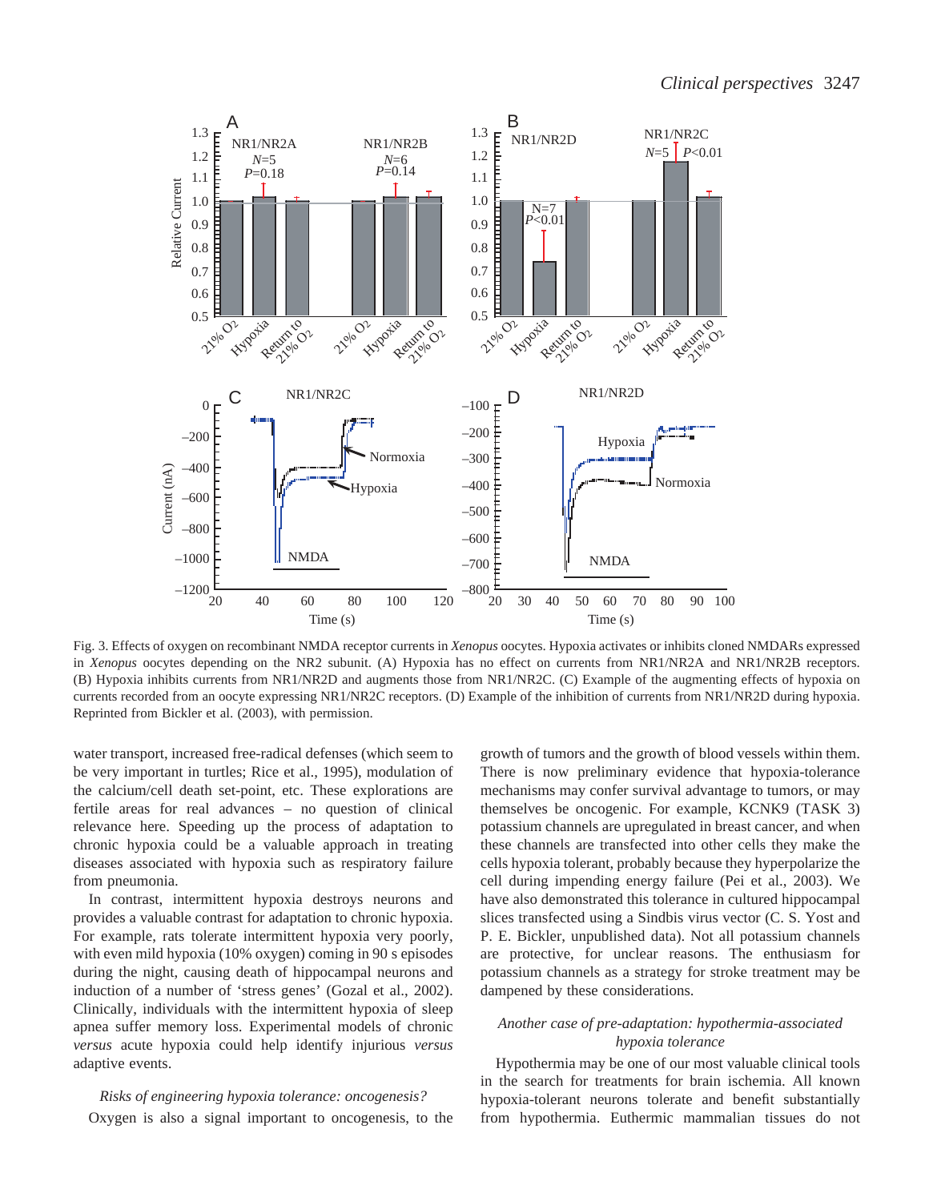Fig. 3. Effects of oxygen on recombinant NMDA receptor currents in *Xenopus* oocytes. Hypoxia activates or inhibits cloned NMDARs expressed in *Xenopus* oocytes depending on the NR2 subunit. (A) Hypoxia has no effect on currents from NR1/NR2A and NR1/NR2B receptors. (B) Hypoxia inhibits currents from NR1/NR2D and augments those from NR1/NR2C. (C) Example of the augmenting effects of hypoxia on currents recorded from an oocyte expressing NR1/NR2C receptors. (D) Example of the inhibition of currents from NR1/NR2D during hypoxia. Reprinted from Bickler et al. (2003), with permission.

water transport, increased free-radical defenses (which seem to be very important in turtles; Rice et al., 1995), modulation of the calcium/cell death set-point, etc. These explorations are fertile areas for real advances – no question of clinical relevance here. Speeding up the process of adaptation to chronic hypoxia could be a valuable approach in treating diseases associated with hypoxia such as respiratory failure from pneumonia.

In contrast, intermittent hypoxia destroys neurons and provides a valuable contrast for adaptation to chronic hypoxia. For example, rats tolerate intermittent hypoxia very poorly, with even mild hypoxia (10% oxygen) coming in 90 s episodes during the night, causing death of hippocampal neurons and induction of a number of 'stress genes' (Gozal et al., 2002). Clinically, individuals with the intermittent hypoxia of sleep apnea suffer memory loss. Experimental models of chronic *versus* acute hypoxia could help identify injurious *versus* adaptive events.

### *Risks of engineering hypoxia tolerance: oncogenesis?*

Oxygen is also a signal important to oncogenesis, to the growth of tumors and the growth of blood vessels within them. There is now preliminary evidence that hypoxia-tolerance mechanisms may confer survival advantage to tumors, or may themselves be oncogenic. For example, KCNK9 (TASK 3) potassium channels are upregulated in breast cancer, and when these channels are transfected into other cells they make the cells hypoxia tolerant, probably because they hyperpolarize the cell during impending energy failure (Pei et al., 2003). We have also demonstrated this tolerance in cultured hippocampal slices transfected using a Sindbis virus vector (C. S. Yost and P. E. Bickler, unpublished data). Not all potassium channels are protective, for unclear reasons. The enthusiasm for potassium channels as a strategy for stroke treatment may be dampened by these considerations.

### *Another case of pre-adaptation: hypothermia-associated hypoxia tolerance*

Hypothermia may be one of our most valuable clinical tools in the search for treatments for brain ischemia. All known hypoxia-tolerant neurons tolerate and benefit substantially from hypothermia. Euthermic mammalian tissues do not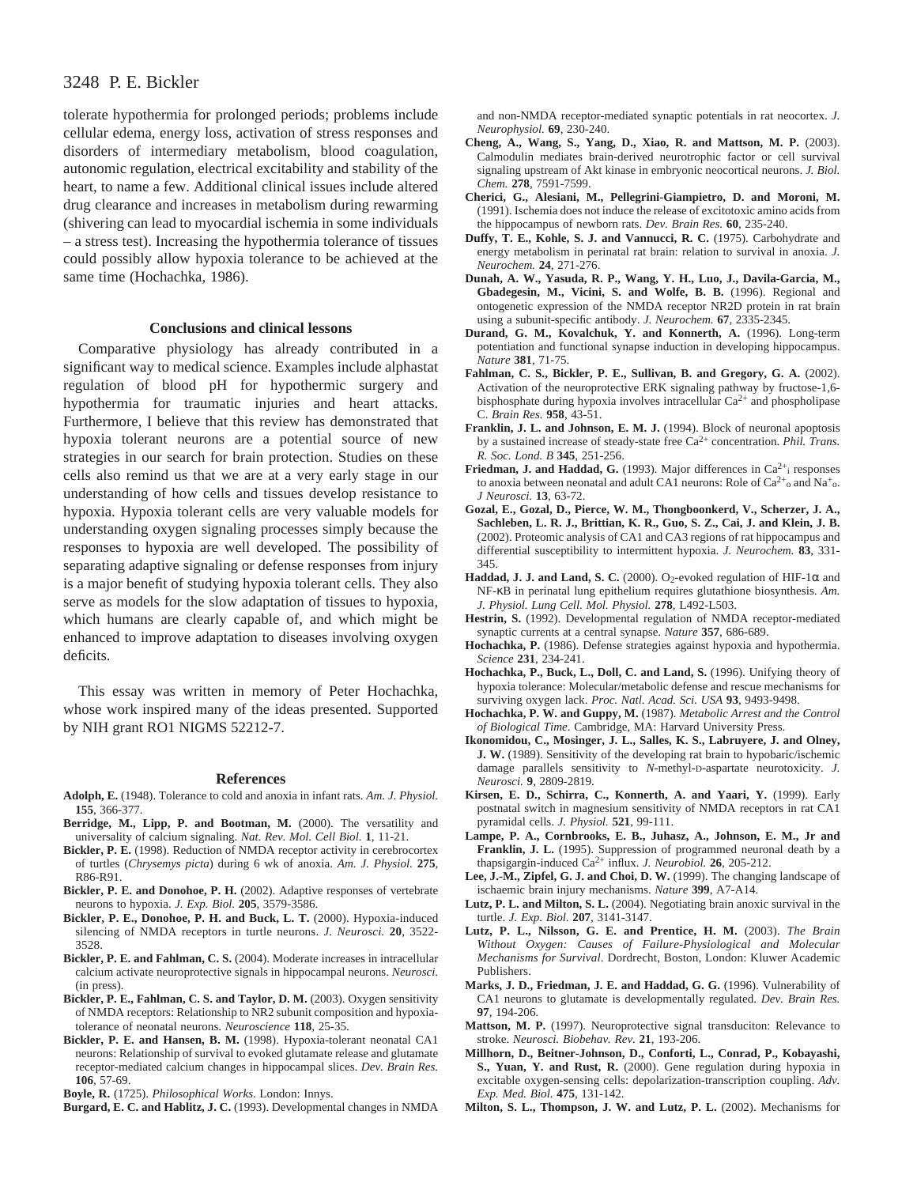tolerate hypothermia for prolonged periods; problems include cellular edema, energy loss, activation of stress responses and disorders of intermediary metabolism, blood coagulation, autonomic regulation, electrical excitability and stability of the heart, to name a few. Additional clinical issues include altered drug clearance and increases in metabolism during rewarming (shivering can lead to myocardial ischemia in some individuals – a stress test). Increasing the hypothermia tolerance of tissues could possibly allow hypoxia tolerance to be achieved at the same time (Hochachka, 1986).

## Conclusions and clinical lessons

Comparative physiology has already contributed in a significant way to medical science. Examples include alphastat regulation of blood pH for hypothermic surgery and hypothermia for traumatic injuries and heart attacks. Furthermore, I believe that this review has demonstrated that hypoxia tolerant neurons are a potential source of new strategies in our search for brain protection. Studies on these cells also remind us that we are at a very early stage in our understanding of how cells and tissues develop resistance to hypoxia. Hypoxia tolerant cells are very valuable models for understanding oxygen signaling processes simply because the responses to hypoxia are well developed. The possibility of separating adaptive signaling or defense responses from injury is a major benefit of studying hypoxia tolerant cells. They also serve as models for the slow adaptation of tissues to hypoxia, which humans are clearly capable of, and which might be enhanced to improve adaptation to diseases involving oxygen deficits.

This essay was written in memory of Peter Hochachka, whose work inspired many of the ideas presented. Supported by NIH grant RO1 NIGMS 52212-7.

## References

**Adolph, E.** (1948). Tolerance to cold and anoxia in infant rats. *Am. J. Physiol.* **155**, 366-377.

**Berridge, M., Lipp, P. and Bootman, M.** (2000). The versatility and universality of calcium signaling. *Nat. Rev. Mol. Cell Biol.* **1**, 11-21.

**Bickler, P. E.** (1998). Reduction of NMDA receptor activity in cerebrocortex of turtles (*Chrysemys picta*) during 6 wk of anoxia. *Am. J. Physiol.* **275**, R86-R91.

**Bickler, P. E. and Donohoe, P. H.** (2002). Adaptive responses of vertebrate neurons to hypoxia. *J. Exp. Biol.* **205**, 3579-3586.

**Bickler, P. E., Donohoe, P. H. and Buck, L. T.** (2000). Hypoxia-induced silencing of NMDA receptors in turtle neurons. *J. Neurosci.* **20**, 3522-3528.

**Bickler, P. E. and Fahlman, C. S.** (2004). Moderate increases in intracellular calcium activate neuroprotective signals in hippocampal neurons. *Neurosci.* (in press).

**Bickler, P. E., Fahlman, C. S. and Taylor, D. M.** (2003). Oxygen sensitivity of NMDA receptors: Relationship to NR2 subunit composition and hypoxia-tolerance of neonatal neurons. *Neuroscience* **118**, 25-35.

**Bickler, P. E. and Hansen, B. M.** (1998). Hypoxia-tolerant neonatal CA1 neurons: Relationship of survival to evoked glutamate release and glutamate receptor-mediated calcium changes in hippocampal slices. *Dev. Brain Res.* **106**, 57-69.

**Boyle, R.** (1725). *Philosophical Works*. London: Innys.

**Burgard, E. C. and Hablitz, J. C.** (1993). Developmental changes in NMDA and non-NMDA receptor-mediated synaptic potentials in rat neocortex. *J. Neurophysiol.* **69**, 230-240.

**Cheng, A., Wang, S., Yang, D., Xiao, R. and Mattson, M. P.** (2003). Calmodulin mediates brain-derived neurotrophic factor or cell survival signaling upstream of Akt kinase in embryonic neocortical neurons. *J. Biol. Chem.* **278**, 7591-7599.

**Cherici, G., Alesiani, M., Pellegrini-Giampietro, D. and Moroni, M.** (1991). Ischemia does not induce the release of excitotoxic amino acids from the hippocampus of newborn rats. *Dev. Brain Res.* **60**, 235-240.

**Duffy, T. E., Kohle, S. J. and Vannucci, R. C.** (1975). Carbohydrate and energy metabolism in perinatal rat brain: relation to survival in anoxia. *J. Neurochem.* **24**, 271-276.

**Dunah, A. W., Yasuda, R. P., Wang, Y. H., Luo, J., Davila-Garcia, M., Gbadegesin, M., Vicini, S. and Wolfe, B. B.** (1996). Regional and ontogenetic expression of the NMDA receptor NR2D protein in rat brain using a subunit-specific antibody. *J. Neurochem.* **67**, 2335-2345.

**Durand, G. M., Kovalchuk, Y. and Konnerth, A.** (1996). Long-term potentiation and functional synapse induction in developing hippocampus. *Nature* **381**, 71-75.

**Fahlman, C. S., Bickler, P. E., Sullivan, B. and Gregory, G. A.** (2002). Activation of the neuroprotective ERK signaling pathway by fructose-1,6-bisphosphate during hypoxia involves intracellular $Ca^{2+}$ and phospholipase C. *Brain Res.* **958**, 43-51.

**Franklin, J. L. and Johnson, E. M. J.** (1994). Block of neuronal apoptosis by a sustained increase of steady-state free $Ca^{2+}$ concentration. *Phil. Trans. R. Soc. Lond. B* **345**, 251-256.

**Friedman, J. and Haddad, G.** (1993). Major differences in $Ca^{2+}{}_i$ responses to anoxia between neonatal and adult CA1 neurons: Role of $Ca^{2+}{}_o$ and $Na^{+}{}_o$. *J Neurosci.* **13**, 63-72.

**Gozal, E., Gozal, D., Pierce, W. M., Thongboonkerd, V., Scherzer, J. A., Sachleben, L. R. J., Brittian, K. R., Guo, S. Z., Cai, J. and Klein, J. B.** (2002). Proteomic analysis of CA1 and CA3 regions of rat hippocampus and differential susceptibility to intermittent hypoxia. *J. Neurochem.* **83**, 331-345.

**Haddad, J. J. and Land, S. C.** (2000). $O_2$-evoked regulation of HIF-1$\alpha$ and NF-κB in perinatal lung epithelium requires glutathione biosynthesis. *Am. J. Physiol. Lung Cell. Mol. Physiol.* **278**, L492-L503.

**Hestrin, S.** (1992). Developmental regulation of NMDA receptor-mediated synaptic currents at a central synapse. *Nature* **357**, 686-689.

**Hochachka, P.** (1986). Defense strategies against hypoxia and hypothermia. *Science* **231**, 234-241.

**Hochachka, P., Buck, L., Doll, C. and Land, S.** (1996). Unifying theory of hypoxia tolerance: Molecular/metabolic defense and rescue mechanisms for surviving oxygen lack. *Proc. Natl. Acad. Sci. USA* **93**, 9493-9498.

**Hochachka, P. W. and Guppy, M.** (1987). *Metabolic Arrest and the Control of Biological Time*. Cambridge, MA: Harvard University Press.

**Ikonomidou, C., Mosinger, J. L., Salles, K. S., Labruyere, J. and Olney, J. W.** (1989). Sensitivity of the developing rat brain to hypobaric/ischemic damage parallels sensitivity to *N*-methyl-D-aspartate neurotoxicity. *J. Neurosci.* **9**, 2809-2819.

**Kirsen, E. D., Schirra, C., Konnerth, A. and Yaari, Y.** (1999). Early postnatal switch in magnesium sensitivity of NMDA receptors in rat CA1 pyramidal cells. *J. Physiol.* **521**, 99-111.

**Lampe, P. A., Cornbrooks, E. B., Juhasz, A., Johnson, E. M., Jr and Franklin, J. L.** (1995). Suppression of programmed neuronal death by a thapsigargin-induced $Ca^{2+}$ influx. *J. Neurobiol.* **26**, 205-212.

**Lee, J.-M., Zipfel, G. J. and Choi, D. W.** (1999). The changing landscape of ischaemic brain injury mechanisms. *Nature* **399**, A7-A14.

**Lutz, P. L. and Milton, S. L.** (2004). Negotiating brain anoxic survival in the turtle. *J. Exp. Biol.* **207**, 3141-3147.

**Lutz, P. L., Nilsson, G. E. and Prentice, H. M.** (2003). *The Brain Without Oxygen: Causes of Failure-Physiological and Molecular Mechanisms for Survival*. Dordrecht, Boston, London: Kluwer Academic Publishers.

**Marks, J. D., Friedman, J. E. and Haddad, G. G.** (1996). Vulnerability of CA1 neurons to glutamate is developmentally regulated. *Dev. Brain Res.* **97**, 194-206.

**Mattson, M. P.** (1997). Neuroprotective signal transduciton: Relevance to stroke. *Neurosci. Biobehav. Rev.* **21**, 193-206.

**Millhorn, D., Beitner-Johnson, D., Conforti, L., Conrad, P., Kobayashi, S., Yuan, Y. and Rust, R.** (2000). Gene regulation during hypoxia in excitable oxygen-sensing cells: depolarization-transcription coupling. *Adv. Exp. Med. Biol.* **475**, 131-142.

**Milton, S. L., Thompson, J. W. and Lutz, P. L.** (2002). Mechanisms for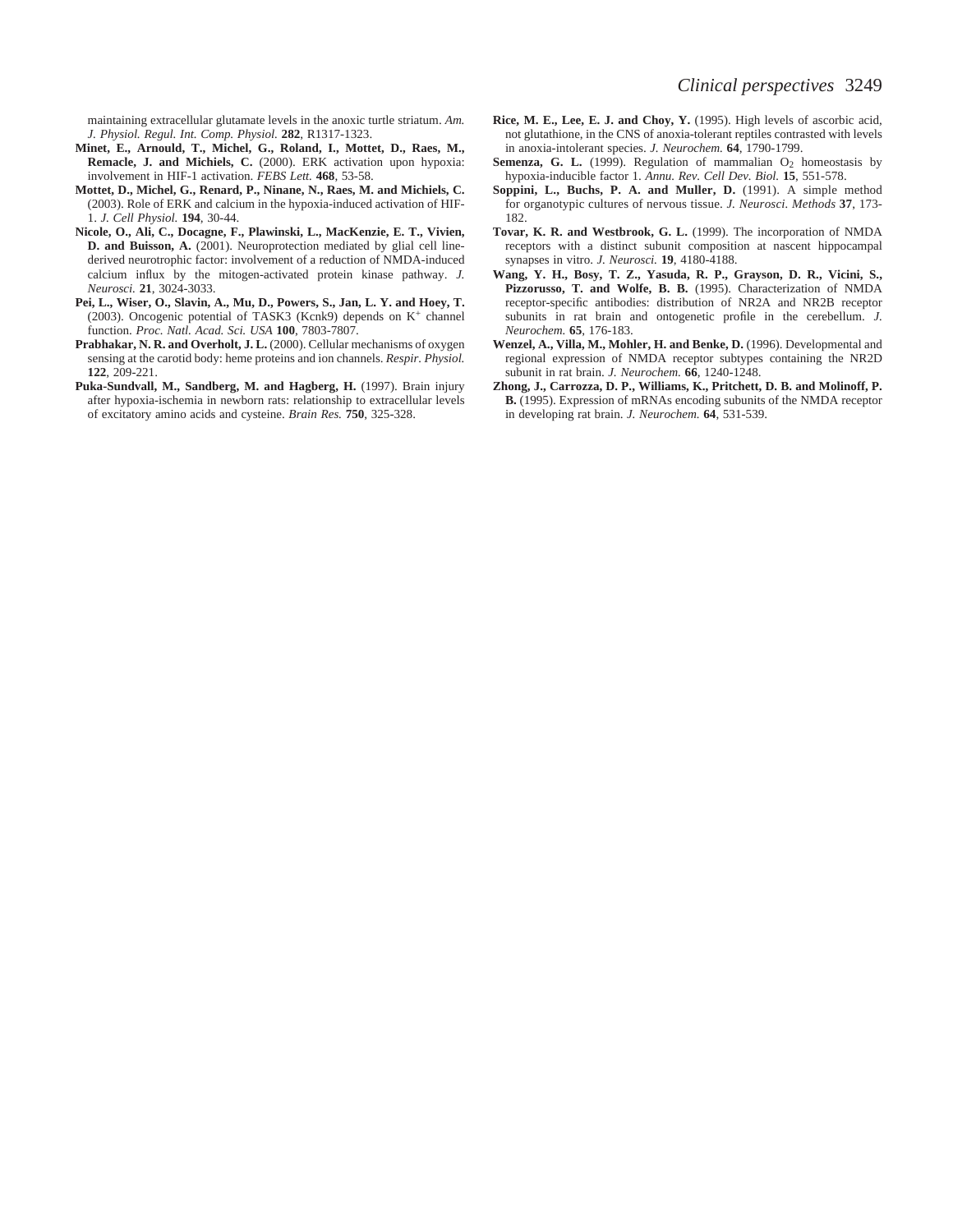maintaining extracellular glutamate levels in the anoxic turtle striatum. *Am. J. Physiol. Regul. Int. Comp. Physiol.* **282**, R1317-1323.

**Minet, E., Arnould, T., Michel, G., Roland, I., Mottet, D., Raes, M., Remacle, J. and Michiels, C.** (2000). ERK activation upon hypoxia: involvement in HIF-1 activation. *FEBS Lett.* **468**, 53-58.

**Mottet, D., Michel, G., Renard, P., Ninane, N., Raes, M. and Michiels, C.** (2003). Role of ERK and calcium in the hypoxia-induced activation of HIF-1. *J. Cell Physiol.* **194**, 30-44.

**Nicole, O., Ali, C., Docagne, F., Plawinski, L., MacKenzie, E. T., Vivien, D. and Buisson, A.** (2001). Neuroprotection mediated by glial cell line-derived neurotrophic factor: involvement of a reduction of NMDA-induced calcium influx by the mitogen-activated protein kinase pathway. *J. Neurosci.* **21**, 3024-3033.

**Pei, L., Wiser, O., Slavin, A., Mu, D., Powers, S., Jan, L. Y. and Hoey, T.** (2003). Oncogenic potential of TASK3 (Kcnk9) depends on $K^+$ channel function. *Proc. Natl. Acad. Sci. USA* **100**, 7803-7807.

**Prabhakar, N. R. and Overholt, J. L.** (2000). Cellular mechanisms of oxygen sensing at the carotid body: heme proteins and ion channels. *Respir. Physiol.* **122**, 209-221.

**Puka-Sundvall, M., Sandberg, M. and Hagberg, H.** (1997). Brain injury after hypoxia-ischemia in newborn rats: relationship to extracellular levels of excitatory amino acids and cysteine. *Brain Res.* **750**, 325-328.

**Rice, M. E., Lee, E. J. and Choy, Y.** (1995). High levels of ascorbic acid, not glutathione, in the CNS of anoxia-tolerant reptiles contrasted with levels in anoxia-intolerant species. *J. Neurochem.* **64**, 1790-1799.

**Semenza, G. L.** (1999). Regulation of mammalian $O_2$ homeostasis by hypoxia-inducible factor 1. *Annu. Rev. Cell Dev. Biol.* **15**, 551-578.

**Soppini, L., Buchs, P. A. and Muller, D.** (1991). A simple method for organotypic cultures of nervous tissue. *J. Neurosci. Methods* **37**, 173-182.

**Tovar, K. R. and Westbrook, G. L.** (1999). The incorporation of NMDA receptors with a distinct subunit composition at nascent hippocampal synapses in vitro. *J. Neurosci.* **19**, 4180-4188.

**Wang, Y. H., Bosy, T. Z., Yasuda, R. P., Grayson, D. R., Vicini, S., Pizzorusso, T. and Wolfe, B. B.** (1995). Characterization of NMDA receptor-specific antibodies: distribution of NR2A and NR2B receptor subunits in rat brain and ontogenetic profile in the cerebellum. *J. Neurochem.* **65**, 176-183.

**Wenzel, A., Villa, M., Mohler, H. and Benke, D.** (1996). Developmental and regional expression of NMDA receptor subtypes containing the NR2D subunit in rat brain. *J. Neurochem.* **66**, 1240-1248.

**Zhong, J., Carrozza, D. P., Williams, K., Pritchett, D. B. and Molinoff, P. B.** (1995). Expression of mRNAs encoding subunits of the NMDA receptor in developing rat brain. *J. Neurochem.* **64**, 531-539.